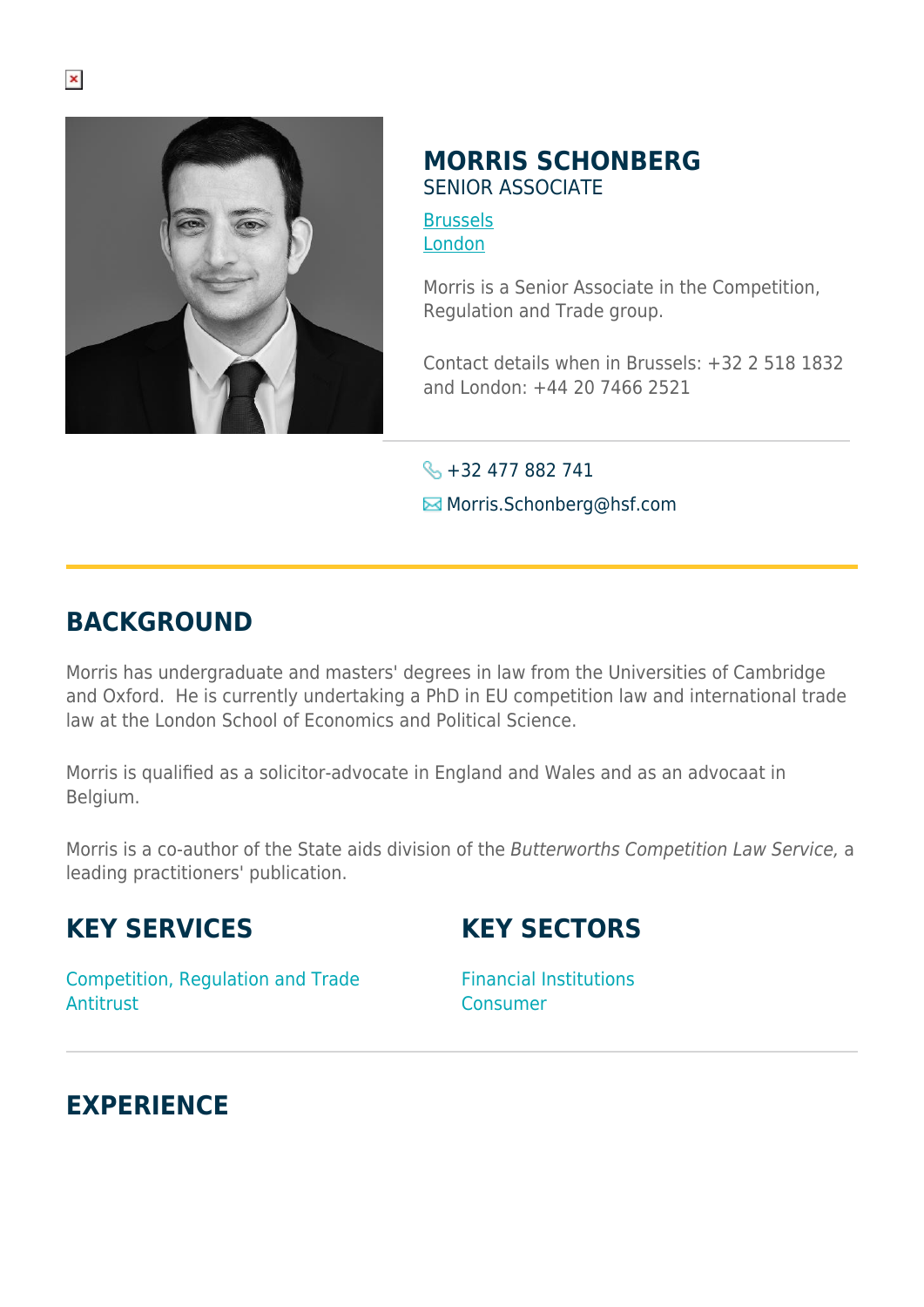# MORRIS SCHONBERG

SENIOR ASSOCIATE

[Brussels]
[London]

Morris is a Senior Associate in the Competition, Regulation and Trade group.

Contact details when in Brussels: +32 2 518 1832 and London: +44 20 7466 2521

+32 477 882 741

Morris.Schonberg@hsf.com

## BACKGROUND

Morris has undergraduate and masters' degrees in law from the Universities of Cambridge and Oxford. He is currently undertaking a PhD in EU competition law and international trade law at the London School of Economics and Political Science.

Morris is qualified as a solicitor-advocate in England and Wales and as an advocaat in Belgium.

Morris is a co-author of the State aids division of the *Butterworths Competition Law Service,* a leading practitioners' publication.

## KEY SERVICES

Competition, Regulation and Trade
Antitrust

## KEY SECTORS

Financial Institutions
Consumer

## EXPERIENCE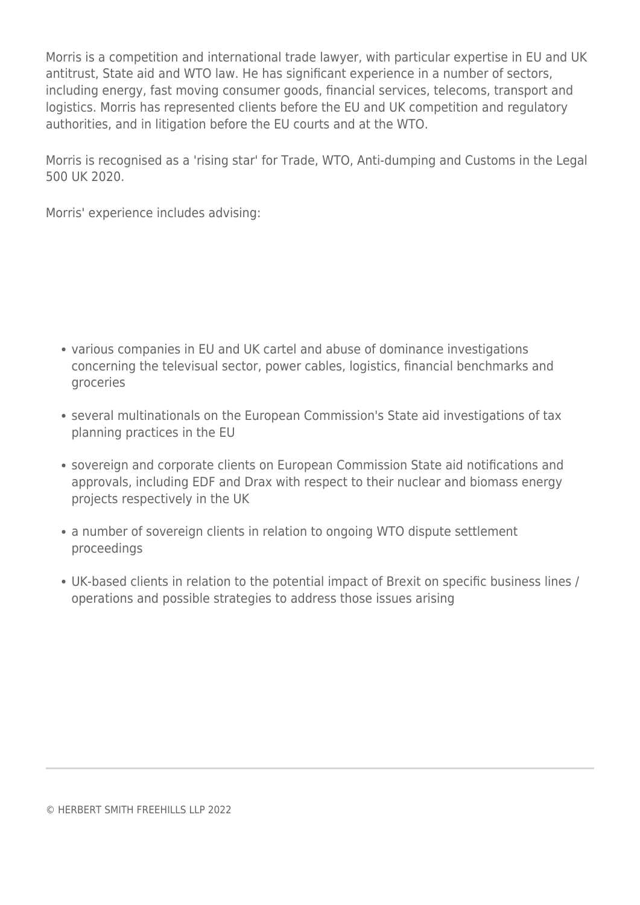Morris is a competition and international trade lawyer, with particular expertise in EU and UK antitrust, State aid and WTO law. He has significant experience in a number of sectors, including energy, fast moving consumer goods, financial services, telecoms, transport and logistics. Morris has represented clients before the EU and UK competition and regulatory authorities, and in litigation before the EU courts and at the WTO.

Morris is recognised as a 'rising star' for Trade, WTO, Anti-dumping and Customs in the Legal 500 UK 2020.

Morris' experience includes advising:

- various companies in EU and UK cartel and abuse of dominance investigations concerning the televisual sector, power cables, logistics, financial benchmarks and groceries
- several multinationals on the European Commission's State aid investigations of tax planning practices in the EU
- sovereign and corporate clients on European Commission State aid notifications and approvals, including EDF and Drax with respect to their nuclear and biomass energy projects respectively in the UK
- a number of sovereign clients in relation to ongoing WTO dispute settlement proceedings
- UK-based clients in relation to the potential impact of Brexit on specific business lines / operations and possible strategies to address those issues arising

© HERBERT SMITH FREEHILLS LLP 2022